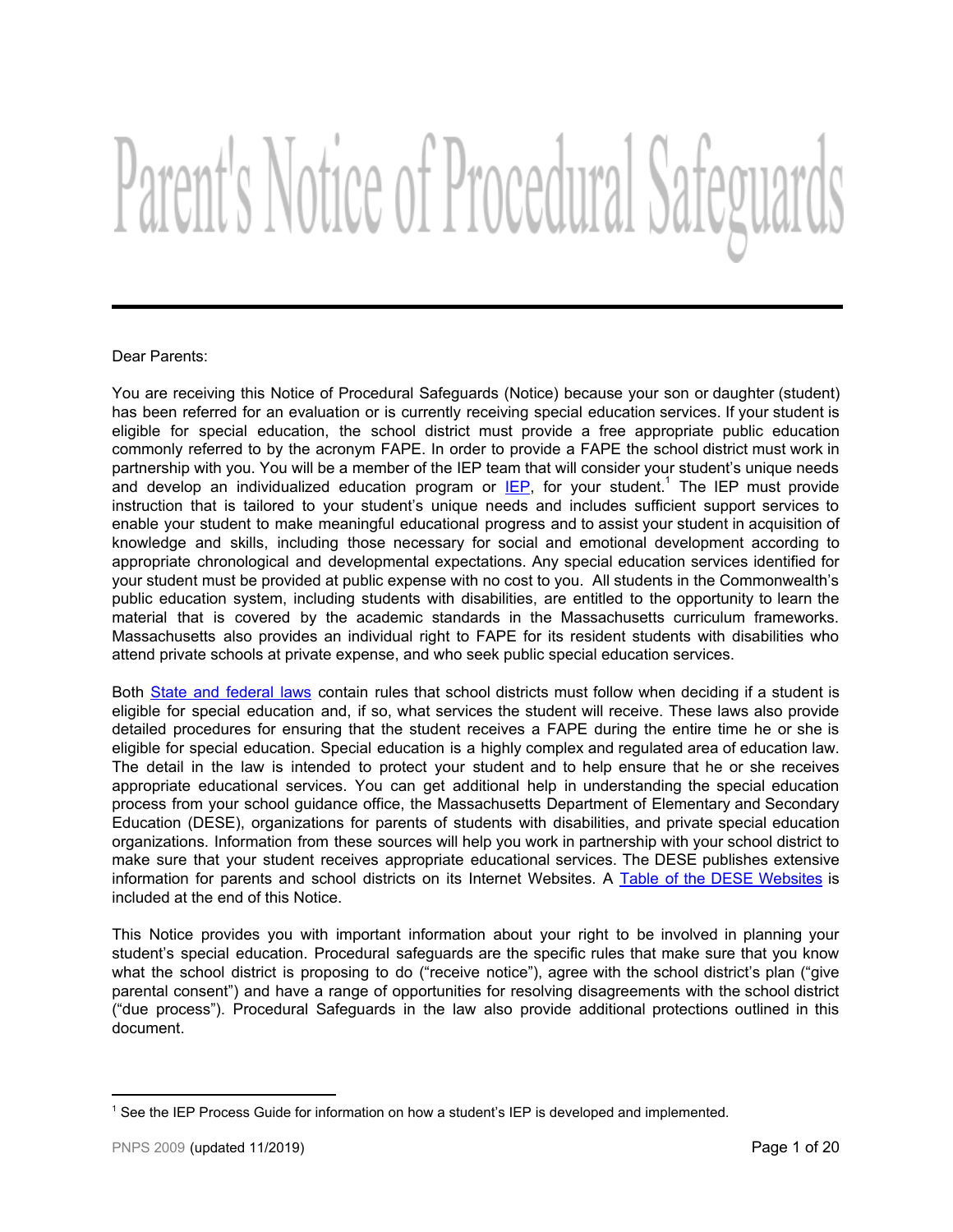# Parent's Notice of Procedural Safeguards

---

Dear Parents:

You are receiving this Notice of Procedural Safeguards (Notice) because your son or daughter (student) has been referred for an evaluation or is currently receiving special education services. If your student is eligible for special education, the school district must provide a free appropriate public education commonly referred to by the acronym FAPE. In order to provide a FAPE the school district must work in partnership with you. You will be a member of the IEP team that will consider your student's unique needs and develop an individualized education program or IEP, for your student.[1] The IEP must provide instruction that is tailored to your student's unique needs and includes sufficient support services to enable your student to make meaningful educational progress and to assist your student in acquisition of knowledge and skills, including those necessary for social and emotional development according to appropriate chronological and developmental expectations. Any special education services identified for your student must be provided at public expense with no cost to you. All students in the Commonwealth's public education system, including students with disabilities, are entitled to the opportunity to learn the material that is covered by the academic standards in the Massachusetts curriculum frameworks. Massachusetts also provides an individual right to FAPE for its resident students with disabilities who attend private schools at private expense, and who seek public special education services.

Both State and federal laws contain rules that school districts must follow when deciding if a student is eligible for special education and, if so, what services the student will receive. These laws also provide detailed procedures for ensuring that the student receives a FAPE during the entire time he or she is eligible for special education. Special education is a highly complex and regulated area of education law. The detail in the law is intended to protect your student and to help ensure that he or she receives appropriate educational services. You can get additional help in understanding the special education process from your school guidance office, the Massachusetts Department of Elementary and Secondary Education (DESE), organizations for parents of students with disabilities, and private special education organizations. Information from these sources will help you work in partnership with your school district to make sure that your student receives appropriate educational services. The DESE publishes extensive information for parents and school districts on its Internet Websites. A Table of the DESE Websites is included at the end of this Notice.

This Notice provides you with important information about your right to be involved in planning your student's special education. Procedural safeguards are the specific rules that make sure that you know what the school district is proposing to do ("receive notice"), agree with the school district's plan ("give parental consent") and have a range of opportunities for resolving disagreements with the school district ("due process"). Procedural Safeguards in the law also provide additional protections outlined in this document.

---

[1] See the IEP Process Guide for information on how a student's IEP is developed and implemented.

PNPS 2009 (updated 11/2019)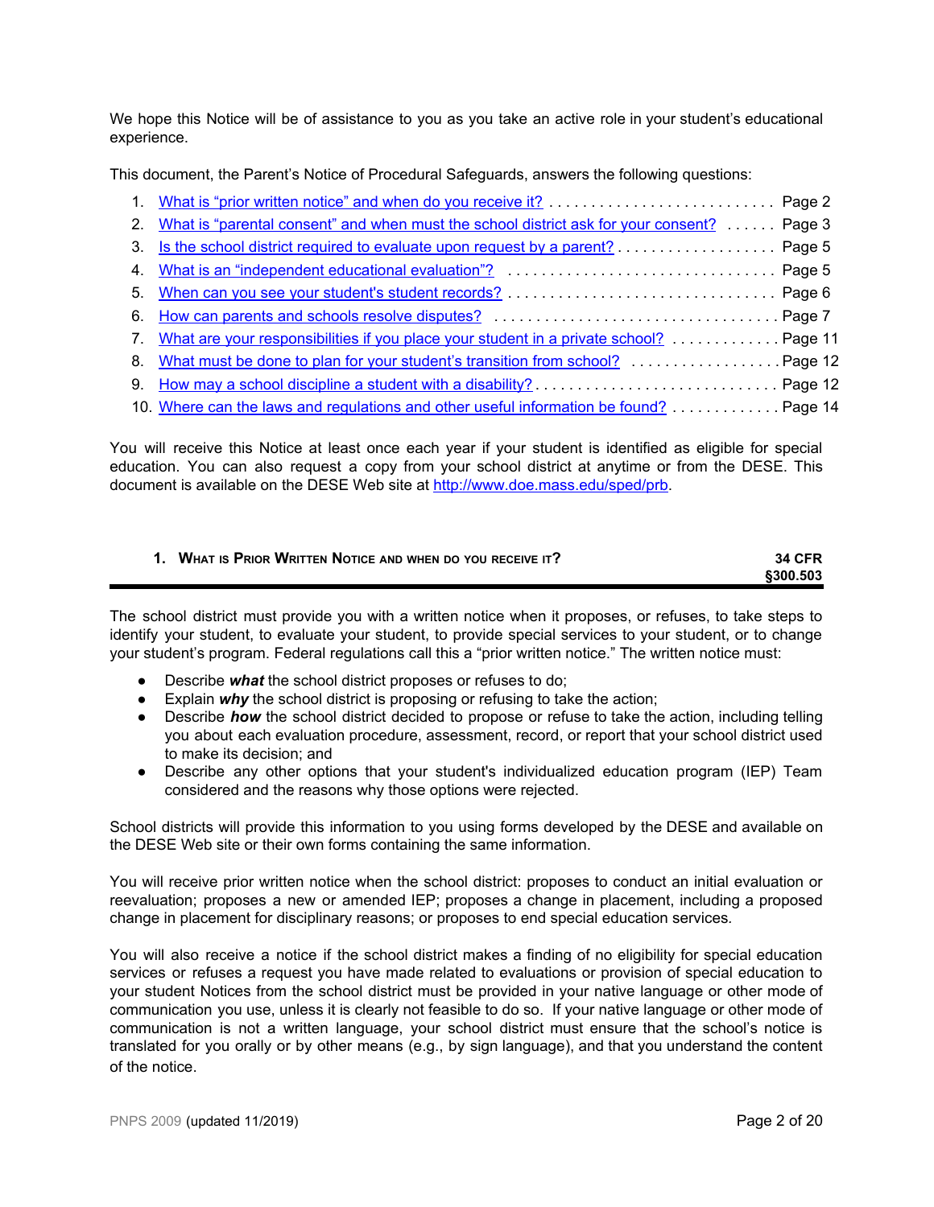We hope this Notice will be of assistance to you as you take an active role in your student's educational experience.

This document, the Parent's Notice of Procedural Safeguards, answers the following questions:

1. What is "prior written notice" and when do you receive it? . . . . . . . . . . . . . . . . . . . . . . . . . . . Page 2
2. What is "parental consent" and when must the school district ask for your consent? . . . . . . Page 3
3. Is the school district required to evaluate upon request by a parent? . . . . . . . . . . . . . . . . . . . Page 5
4. What is an "independent educational evaluation"? . . . . . . . . . . . . . . . . . . . . . . . . . . . . . . . . Page 5
5. When can you see your student's student records? . . . . . . . . . . . . . . . . . . . . . . . . . . . . . . . Page 6
6. How can parents and schools resolve disputes? . . . . . . . . . . . . . . . . . . . . . . . . . . . . . . . . . . Page 7
7. What are your responsibilities if you place your student in a private school? . . . . . . . . . . . . . Page 11
8. What must be done to plan for your student's transition from school? . . . . . . . . . . . . . . . . . . Page 12
9. How may a school discipline a student with a disability? . . . . . . . . . . . . . . . . . . . . . . . . . . . . Page 12
10. Where can the laws and regulations and other useful information be found? . . . . . . . . . . . . . Page 14

You will receive this Notice at least once each year if your student is identified as eligible for special education. You can also request a copy from your school district at anytime or from the DESE. This document is available on the DESE Web site at http://www.doe.mass.edu/sped/prb.

## 1. What is Prior Written Notice and when do you receive it? — 34 CFR §300.503

The school district must provide you with a written notice when it proposes, or refuses, to take steps to identify your student, to evaluate your student, to provide special services to your student, or to change your student's program. Federal regulations call this a "prior written notice." The written notice must:

- Describe ***what*** the school district proposes or refuses to do;
- Explain ***why*** the school district is proposing or refusing to take the action;
- Describe ***how*** the school district decided to propose or refuse to take the action, including telling you about each evaluation procedure, assessment, record, or report that your school district used to make its decision; and
- Describe any other options that your student's individualized education program (IEP) Team considered and the reasons why those options were rejected.

School districts will provide this information to you using forms developed by the DESE and available on the DESE Web site or their own forms containing the same information.

You will receive prior written notice when the school district: proposes to conduct an initial evaluation or reevaluation; proposes a new or amended IEP; proposes a change in placement, including a proposed change in placement for disciplinary reasons; or proposes to end special education services.

You will also receive a notice if the school district makes a finding of no eligibility for special education services or refuses a request you have made related to evaluations or provision of special education to your student Notices from the school district must be provided in your native language or other mode of communication you use, unless it is clearly not feasible to do so. If your native language or other mode of communication is not a written language, your school district must ensure that the school's notice is translated for you orally or by other means (e.g., by sign language), and that you understand the content of the notice.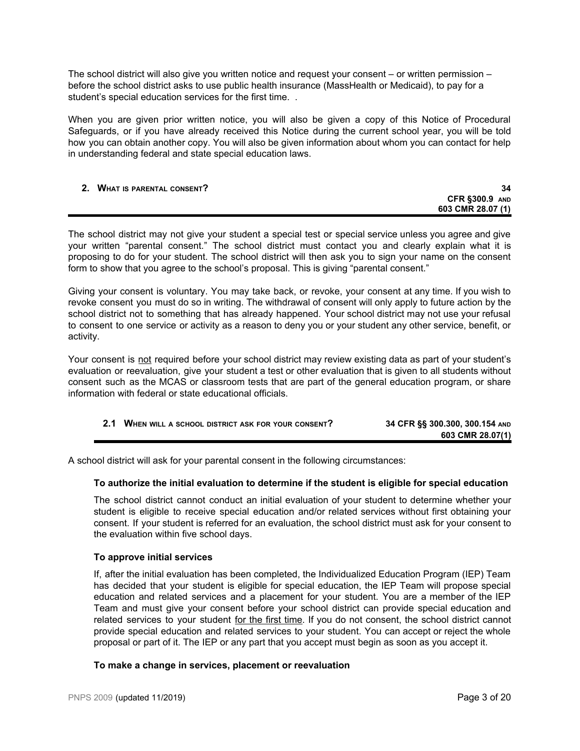The school district will also give you written notice and request your consent – or written permission – before the school district asks to use public health insurance (MassHealth or Medicaid), to pay for a student's special education services for the first time. .

When you are given prior written notice, you will also be given a copy of this Notice of Procedural Safeguards, or if you have already received this Notice during the current school year, you will be told how you can obtain another copy. You will also be given information about whom you can contact for help in understanding federal and state special education laws.

## 2. What is parental consent?

**34 CFR §300.9 and 603 CMR 28.07 (1)**

The school district may not give your student a special test or special service unless you agree and give your written "parental consent." The school district must contact you and clearly explain what it is proposing to do for your student. The school district will then ask you to sign your name on the consent form to show that you agree to the school's proposal. This is giving "parental consent."

Giving your consent is voluntary. You may take back, or revoke, your consent at any time. If you wish to revoke consent you must do so in writing. The withdrawal of consent will only apply to future action by the school district not to something that has already happened. Your school district may not use your refusal to consent to one service or activity as a reason to deny you or your student any other service, benefit, or activity.

Your consent is not required before your school district may review existing data as part of your student's evaluation or reevaluation, give your student a test or other evaluation that is given to all students without consent such as the MCAS or classroom tests that are part of the general education program, or share information with federal or state educational officials.

### 2.1 When will a school district ask for your consent?

**34 CFR §§ 300.300, 300.154 and 603 CMR 28.07(1)**

A school district will ask for your parental consent in the following circumstances:

**To authorize the initial evaluation to determine if the student is eligible for special education**

The school district cannot conduct an initial evaluation of your student to determine whether your student is eligible to receive special education and/or related services without first obtaining your consent. If your student is referred for an evaluation, the school district must ask for your consent to the evaluation within five school days.

**To approve initial services**

If, after the initial evaluation has been completed, the Individualized Education Program (IEP) Team has decided that your student is eligible for special education, the IEP Team will propose special education and related services and a placement for your student. You are a member of the IEP Team and must give your consent before your school district can provide special education and related services to your student for the first time. If you do not consent, the school district cannot provide special education and related services to your student. You can accept or reject the whole proposal or part of it. The IEP or any part that you accept must begin as soon as you accept it.

**To make a change in services, placement or reevaluation**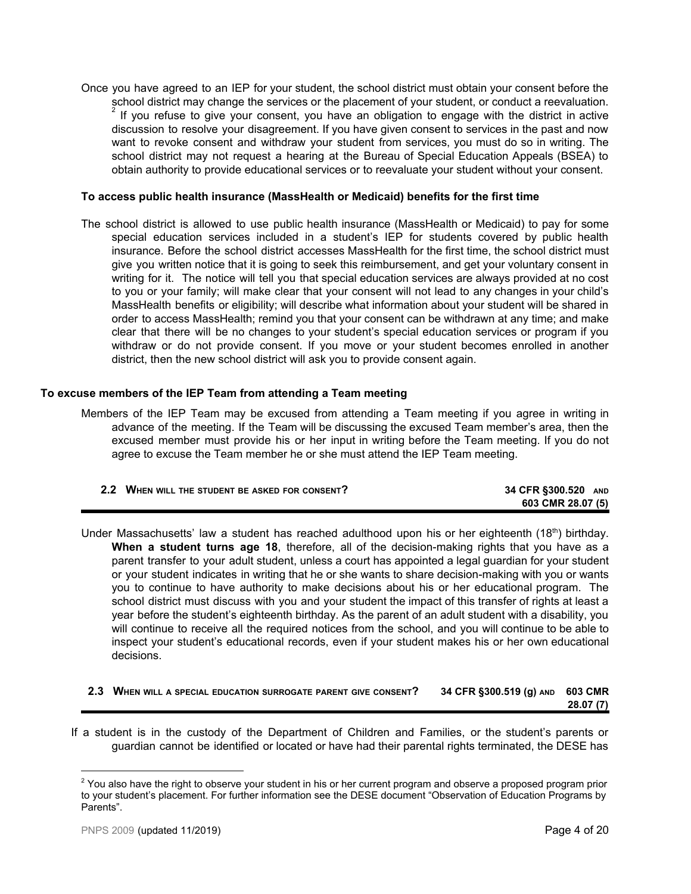Once you have agreed to an IEP for your student, the school district must obtain your consent before the school district may change the services or the placement of your student, or conduct a reevaluation.[2] If you refuse to give your consent, you have an obligation to engage with the district in active discussion to resolve your disagreement. If you have given consent to services in the past and now want to revoke consent and withdraw your student from services, you must do so in writing. The school district may not request a hearing at the Bureau of Special Education Appeals (BSEA) to obtain authority to provide educational services or to reevaluate your student without your consent.

**To access public health insurance (MassHealth or Medicaid) benefits for the first time**

The school district is allowed to use public health insurance (MassHealth or Medicaid) to pay for some special education services included in a student's IEP for students covered by public health insurance. Before the school district accesses MassHealth for the first time, the school district must give you written notice that it is going to seek this reimbursement, and get your voluntary consent in writing for it. The notice will tell you that special education services are always provided at no cost to you or your family; will make clear that your consent will not lead to any changes in your child's MassHealth benefits or eligibility; will describe what information about your student will be shared in order to access MassHealth; remind you that your consent can be withdrawn at any time; and make clear that there will be no changes to your student's special education services or program if you withdraw or do not provide consent. If you move or your student becomes enrolled in another district, then the new school district will ask you to provide consent again.

**To excuse members of the IEP Team from attending a Team meeting**

Members of the IEP Team may be excused from attending a Team meeting if you agree in writing in advance of the meeting. If the Team will be discussing the excused Team member's area, then the excused member must provide his or her input in writing before the Team meeting. If you do not agree to excuse the Team member he or she must attend the IEP Team meeting.

### 2.2 When will the student be asked for consent? — 34 CFR §300.520 and 603 CMR 28.07 (5)

Under Massachusetts' law a student has reached adulthood upon his or her eighteenth (18th) birthday. **When a student turns age 18**, therefore, all of the decision-making rights that you have as a parent transfer to your adult student, unless a court has appointed a legal guardian for your student or your student indicates in writing that he or she wants to share decision-making with you or wants you to continue to have authority to make decisions about his or her educational program. The school district must discuss with you and your student the impact of this transfer of rights at least a year before the student's eighteenth birthday. As the parent of an adult student with a disability, you will continue to receive all the required notices from the school, and you will continue to be able to inspect your student's educational records, even if your student makes his or her own educational decisions.

### 2.3 When will a special education surrogate parent give consent? — 34 CFR §300.519 (g) and 603 CMR 28.07 (7)

If a student is in the custody of the Department of Children and Families, or the student's parents or guardian cannot be identified or located or have had their parental rights terminated, the DESE has

---

[2] You also have the right to observe your student in his or her current program and observe a proposed program prior to your student's placement. For further information see the DESE document "Observation of Education Programs by Parents".

PNPS 2009 (updated 11/2019)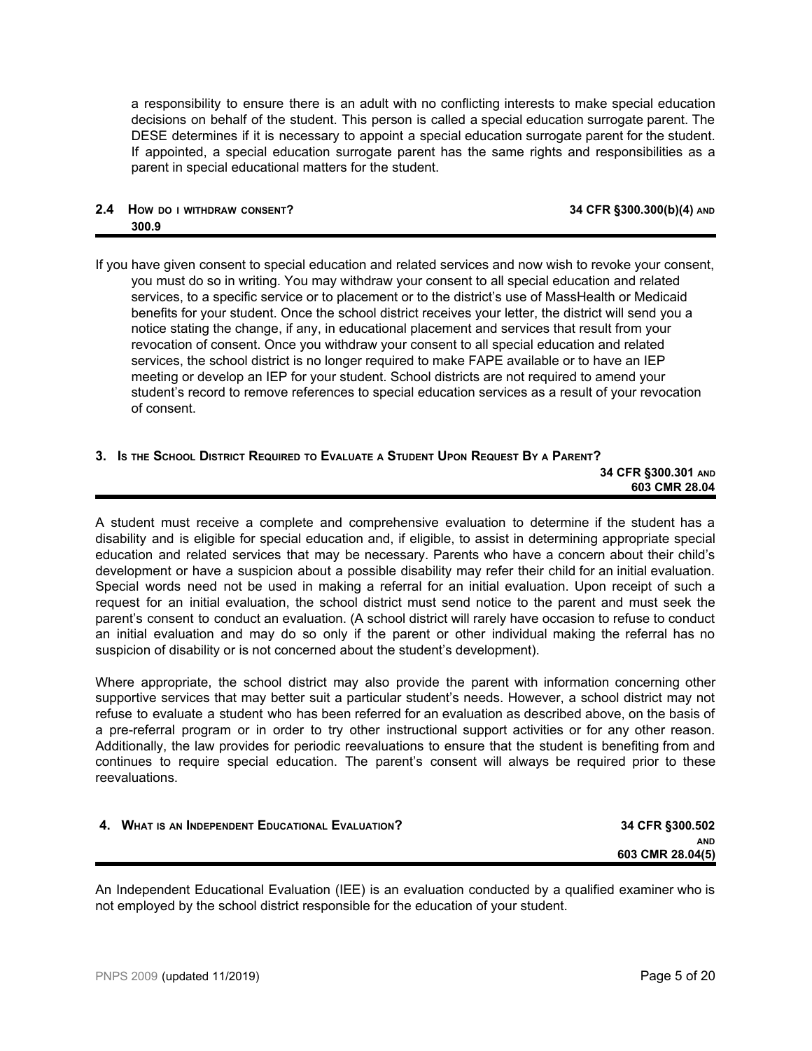a responsibility to ensure there is an adult with no conflicting interests to make special education decisions on behalf of the student. This person is called a special education surrogate parent. The DESE determines if it is necessary to appoint a special education surrogate parent for the student. If appointed, a special education surrogate parent has the same rights and responsibilities as a parent in special educational matters for the student.

### 2.4 How do I withdraw consent? — 34 CFR §300.300(b)(4) and 300.9

If you have given consent to special education and related services and now wish to revoke your consent, you must do so in writing. You may withdraw your consent to all special education and related services, to a specific service or to placement or to the district's use of MassHealth or Medicaid benefits for your student. Once the school district receives your letter, the district will send you a notice stating the change, if any, in educational placement and services that result from your revocation of consent. Once you withdraw your consent to all special education and related services, the school district is no longer required to make FAPE available or to have an IEP meeting or develop an IEP for your student. School districts are not required to amend your student's record to remove references to special education services as a result of your revocation of consent.

## 3. Is the School District Required to Evaluate a Student Upon Request By a Parent?

**34 CFR §300.301 and 603 CMR 28.04**

A student must receive a complete and comprehensive evaluation to determine if the student has a disability and is eligible for special education and, if eligible, to assist in determining appropriate special education and related services that may be necessary. Parents who have a concern about their child's development or have a suspicion about a possible disability may refer their child for an initial evaluation. Special words need not be used in making a referral for an initial evaluation. Upon receipt of such a request for an initial evaluation, the school district must send notice to the parent and must seek the parent's consent to conduct an evaluation. (A school district will rarely have occasion to refuse to conduct an initial evaluation and may do so only if the parent or other individual making the referral has no suspicion of disability or is not concerned about the student's development).

Where appropriate, the school district may also provide the parent with information concerning other supportive services that may better suit a particular student's needs. However, a school district may not refuse to evaluate a student who has been referred for an evaluation as described above, on the basis of a pre-referral program or in order to try other instructional support activities or for any other reason. Additionally, the law provides for periodic reevaluations to ensure that the student is benefiting from and continues to require special education. The parent's consent will always be required prior to these reevaluations.

## 4. What is an Independent Educational Evaluation?

**34 CFR §300.502 and 603 CMR 28.04(5)**

An Independent Educational Evaluation (IEE) is an evaluation conducted by a qualified examiner who is not employed by the school district responsible for the education of your student.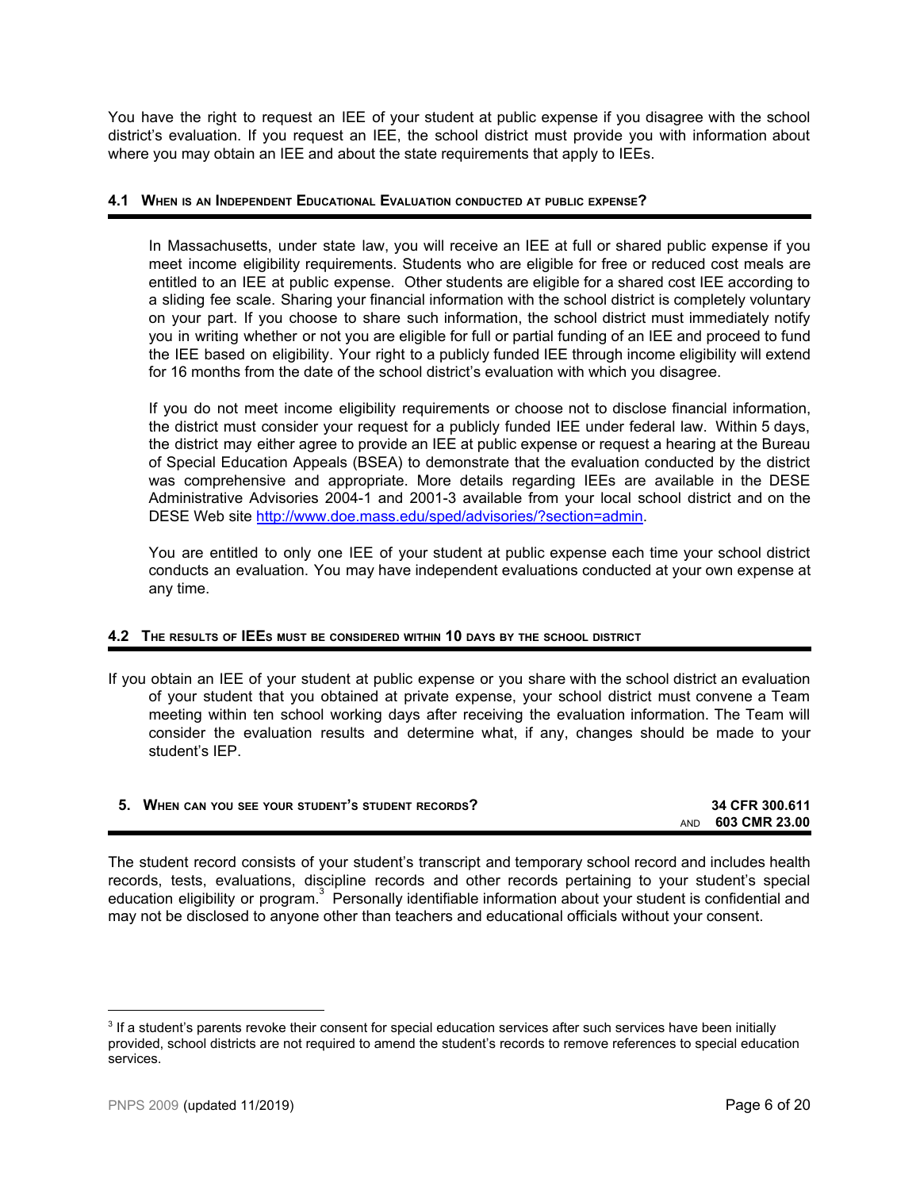You have the right to request an IEE of your student at public expense if you disagree with the school district's evaluation. If you request an IEE, the school district must provide you with information about where you may obtain an IEE and about the state requirements that apply to IEEs.

### 4.1 When is an Independent Educational Evaluation conducted at public expense?

In Massachusetts, under state law, you will receive an IEE at full or shared public expense if you meet income eligibility requirements. Students who are eligible for free or reduced cost meals are entitled to an IEE at public expense. Other students are eligible for a shared cost IEE according to a sliding fee scale. Sharing your financial information with the school district is completely voluntary on your part. If you choose to share such information, the school district must immediately notify you in writing whether or not you are eligible for full or partial funding of an IEE and proceed to fund the IEE based on eligibility. Your right to a publicly funded IEE through income eligibility will extend for 16 months from the date of the school district's evaluation with which you disagree.

If you do not meet income eligibility requirements or choose not to disclose financial information, the district must consider your request for a publicly funded IEE under federal law. Within 5 days, the district may either agree to provide an IEE at public expense or request a hearing at the Bureau of Special Education Appeals (BSEA) to demonstrate that the evaluation conducted by the district was comprehensive and appropriate. More details regarding IEEs are available in the DESE Administrative Advisories 2004-1 and 2001-3 available from your local school district and on the DESE Web site http://www.doe.mass.edu/sped/advisories/?section=admin.

You are entitled to only one IEE of your student at public expense each time your school district conducts an evaluation. You may have independent evaluations conducted at your own expense at any time.

### 4.2 The results of IEEs must be considered within 10 days by the school district

If you obtain an IEE of your student at public expense or you share with the school district an evaluation of your student that you obtained at private expense, your school district must convene a Team meeting within ten school working days after receiving the evaluation information. The Team will consider the evaluation results and determine what, if any, changes should be made to your student's IEP.

## 5. When can you see your student's student records?

**34 CFR 300.611** and **603 CMR 23.00**

The student record consists of your student's transcript and temporary school record and includes health records, tests, evaluations, discipline records and other records pertaining to your student's special education eligibility or program.[3] Personally identifiable information about your student is confidential and may not be disclosed to anyone other than teachers and educational officials without your consent.

---

[3] If a student's parents revoke their consent for special education services after such services have been initially provided, school districts are not required to amend the student's records to remove references to special education services.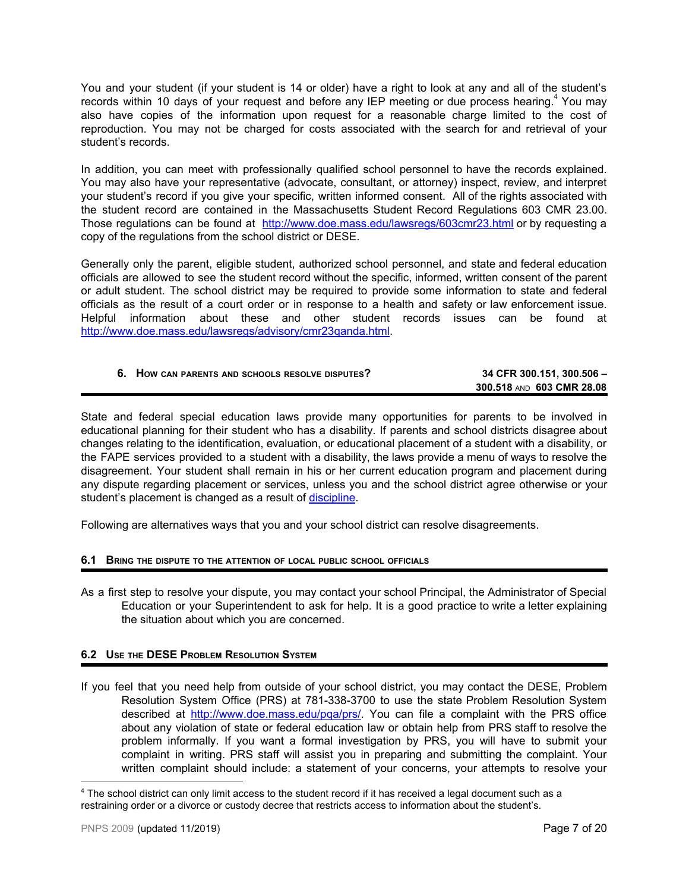You and your student (if your student is 14 or older) have a right to look at any and all of the student's records within 10 days of your request and before any IEP meeting or due process hearing.[4] You may also have copies of the information upon request for a reasonable charge limited to the cost of reproduction. You may not be charged for costs associated with the search for and retrieval of your student's records.

In addition, you can meet with professionally qualified school personnel to have the records explained. You may also have your representative (advocate, consultant, or attorney) inspect, review, and interpret your student's record if you give your specific, written informed consent. All of the rights associated with the student record are contained in the Massachusetts Student Record Regulations 603 CMR 23.00. Those regulations can be found at http://www.doe.mass.edu/lawsregs/603cmr23.html or by requesting a copy of the regulations from the school district or DESE.

Generally only the parent, eligible student, authorized school personnel, and state and federal education officials are allowed to see the student record without the specific, informed, written consent of the parent or adult student. The school district may be required to provide some information to state and federal officials as the result of a court order or in response to a health and safety or law enforcement issue. Helpful information about these and other student records issues can be found at http://www.doe.mass.edu/lawsregs/advisory/cmr23qanda.html.

## 6. How can parents and schools resolve disputes?

**34 CFR 300.151, 300.506 – 300.518 and 603 CMR 28.08**

State and federal special education laws provide many opportunities for parents to be involved in educational planning for their student who has a disability. If parents and school districts disagree about changes relating to the identification, evaluation, or educational placement of a student with a disability, or the FAPE services provided to a student with a disability, the laws provide a menu of ways to resolve the disagreement. Your student shall remain in his or her current education program and placement during any dispute regarding placement or services, unless you and the school district agree otherwise or your student's placement is changed as a result of discipline.

Following are alternatives ways that you and your school district can resolve disagreements.

### 6.1 Bring the dispute to the attention of local public school officials

As a first step to resolve your dispute, you may contact your school Principal, the Administrator of Special Education or your Superintendent to ask for help. It is a good practice to write a letter explaining the situation about which you are concerned.

### 6.2 Use the DESE Problem Resolution System

If you feel that you need help from outside of your school district, you may contact the DESE, Problem Resolution System Office (PRS) at 781-338-3700 to use the state Problem Resolution System described at http://www.doe.mass.edu/pqa/prs/. You can file a complaint with the PRS office about any violation of state or federal education law or obtain help from PRS staff to resolve the problem informally. If you want a formal investigation by PRS, you will have to submit your complaint in writing. PRS staff will assist you in preparing and submitting the complaint. Your written complaint should include: a statement of your concerns, your attempts to resolve your

---

[4] The school district can only limit access to the student record if it has received a legal document such as a restraining order or a divorce or custody decree that restricts access to information about the student's.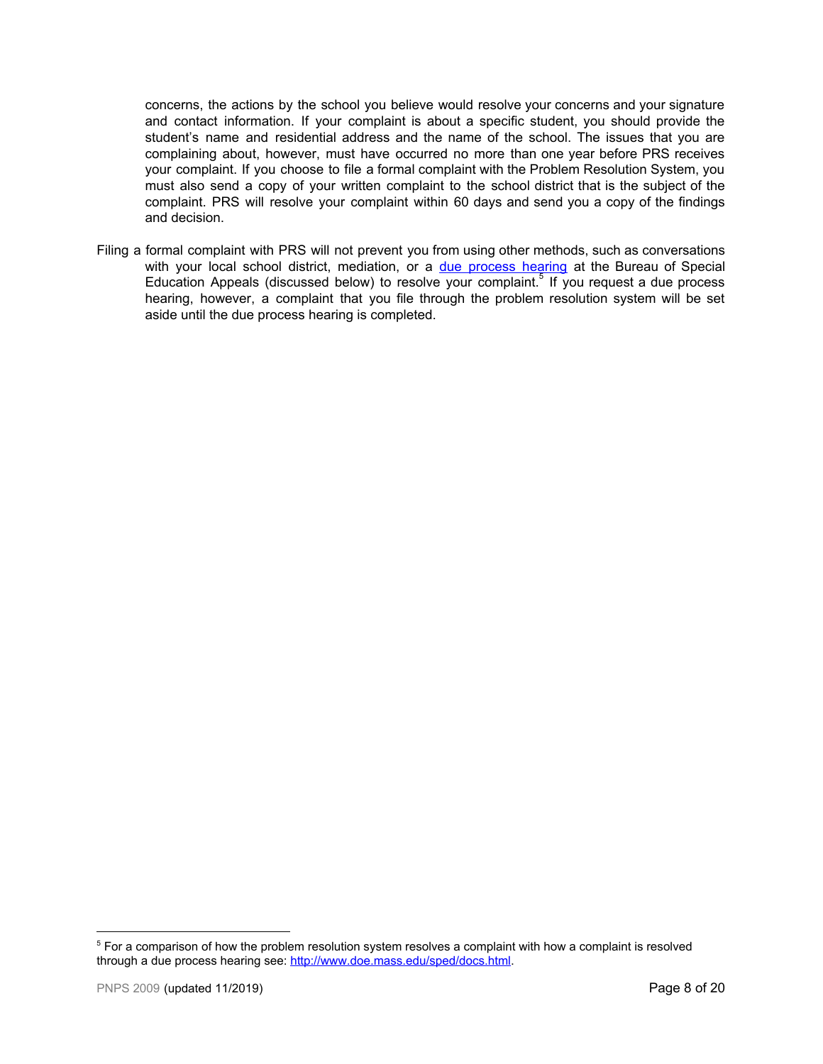concerns, the actions by the school you believe would resolve your concerns and your signature and contact information. If your complaint is about a specific student, you should provide the student's name and residential address and the name of the school. The issues that you are complaining about, however, must have occurred no more than one year before PRS receives your complaint. If you choose to file a formal complaint with the Problem Resolution System, you must also send a copy of your written complaint to the school district that is the subject of the complaint. PRS will resolve your complaint within 60 days and send you a copy of the findings and decision.

Filing a formal complaint with PRS will not prevent you from using other methods, such as conversations with your local school district, mediation, or a due process hearing at the Bureau of Special Education Appeals (discussed below) to resolve your complaint.[5] If you request a due process hearing, however, a complaint that you file through the problem resolution system will be set aside until the due process hearing is completed.

---

[5] For a comparison of how the problem resolution system resolves a complaint with how a complaint is resolved through a due process hearing see: http://www.doe.mass.edu/sped/docs.html.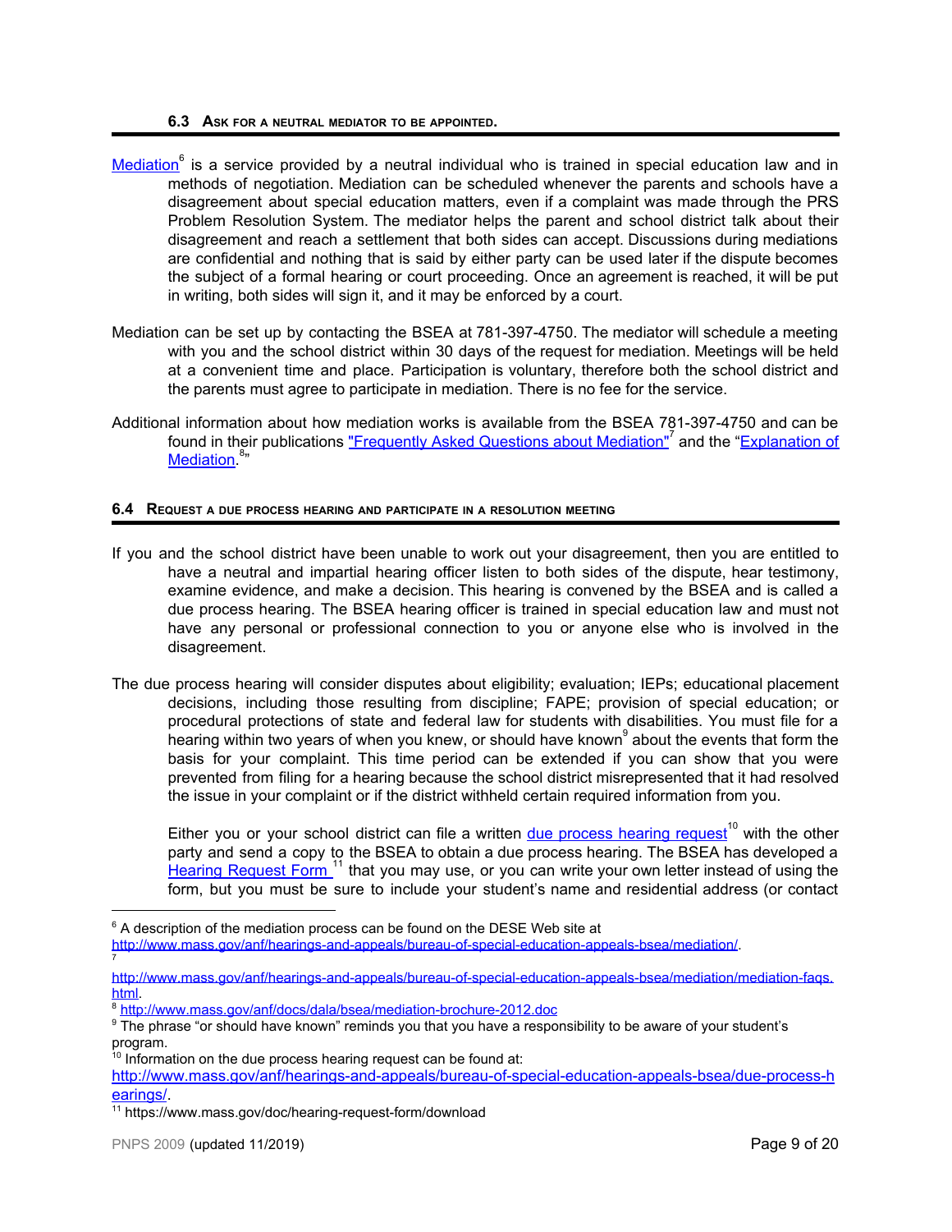### 6.3 Ask for a neutral mediator to be appointed.

Mediation[6] is a service provided by a neutral individual who is trained in special education law and in methods of negotiation. Mediation can be scheduled whenever the parents and schools have a disagreement about special education matters, even if a complaint was made through the PRS Problem Resolution System. The mediator helps the parent and school district talk about their disagreement and reach a settlement that both sides can accept. Discussions during mediations are confidential and nothing that is said by either party can be used later if the dispute becomes the subject of a formal hearing or court proceeding. Once an agreement is reached, it will be put in writing, both sides will sign it, and it may be enforced by a court.

Mediation can be set up by contacting the BSEA at 781-397-4750. The mediator will schedule a meeting with you and the school district within 30 days of the request for mediation. Meetings will be held at a convenient time and place. Participation is voluntary, therefore both the school district and the parents must agree to participate in mediation. There is no fee for the service.

Additional information about how mediation works is available from the BSEA 781-397-4750 and can be found in their publications "Frequently Asked Questions about Mediation"[7] and the "Explanation of Mediation.[8]"

### 6.4 Request a due process hearing and participate in a resolution meeting

If you and the school district have been unable to work out your disagreement, then you are entitled to have a neutral and impartial hearing officer listen to both sides of the dispute, hear testimony, examine evidence, and make a decision. This hearing is convened by the BSEA and is called a due process hearing. The BSEA hearing officer is trained in special education law and must not have any personal or professional connection to you or anyone else who is involved in the disagreement.

The due process hearing will consider disputes about eligibility; evaluation; IEPs; educational placement decisions, including those resulting from discipline; FAPE; provision of special education; or procedural protections of state and federal law for students with disabilities. You must file for a hearing within two years of when you knew, or should have known[9] about the events that form the basis for your complaint. This time period can be extended if you can show that you were prevented from filing for a hearing because the school district misrepresented that it had resolved the issue in your complaint or if the district withheld certain required information from you.

Either you or your school district can file a written due process hearing request[10] with the other party and send a copy to the BSEA to obtain a due process hearing. The BSEA has developed a Hearing Request Form [11] that you may use, or you can write your own letter instead of using the form, but you must be sure to include your student's name and residential address (or contact

---

[6] A description of the mediation process can be found on the DESE Web site at http://www.mass.gov/anf/hearings-and-appeals/bureau-of-special-education-appeals-bsea/mediation/.

[7] http://www.mass.gov/anf/hearings-and-appeals/bureau-of-special-education-appeals-bsea/mediation/mediation-faqs.html.

[8] http://www.mass.gov/anf/docs/dala/bsea/mediation-brochure-2012.doc

[9] The phrase "or should have known" reminds you that you have a responsibility to be aware of your student's program.

[10] Information on the due process hearing request can be found at: http://www.mass.gov/anf/hearings-and-appeals/bureau-of-special-education-appeals-bsea/due-process-hearings/.

[11] https://www.mass.gov/doc/hearing-request-form/download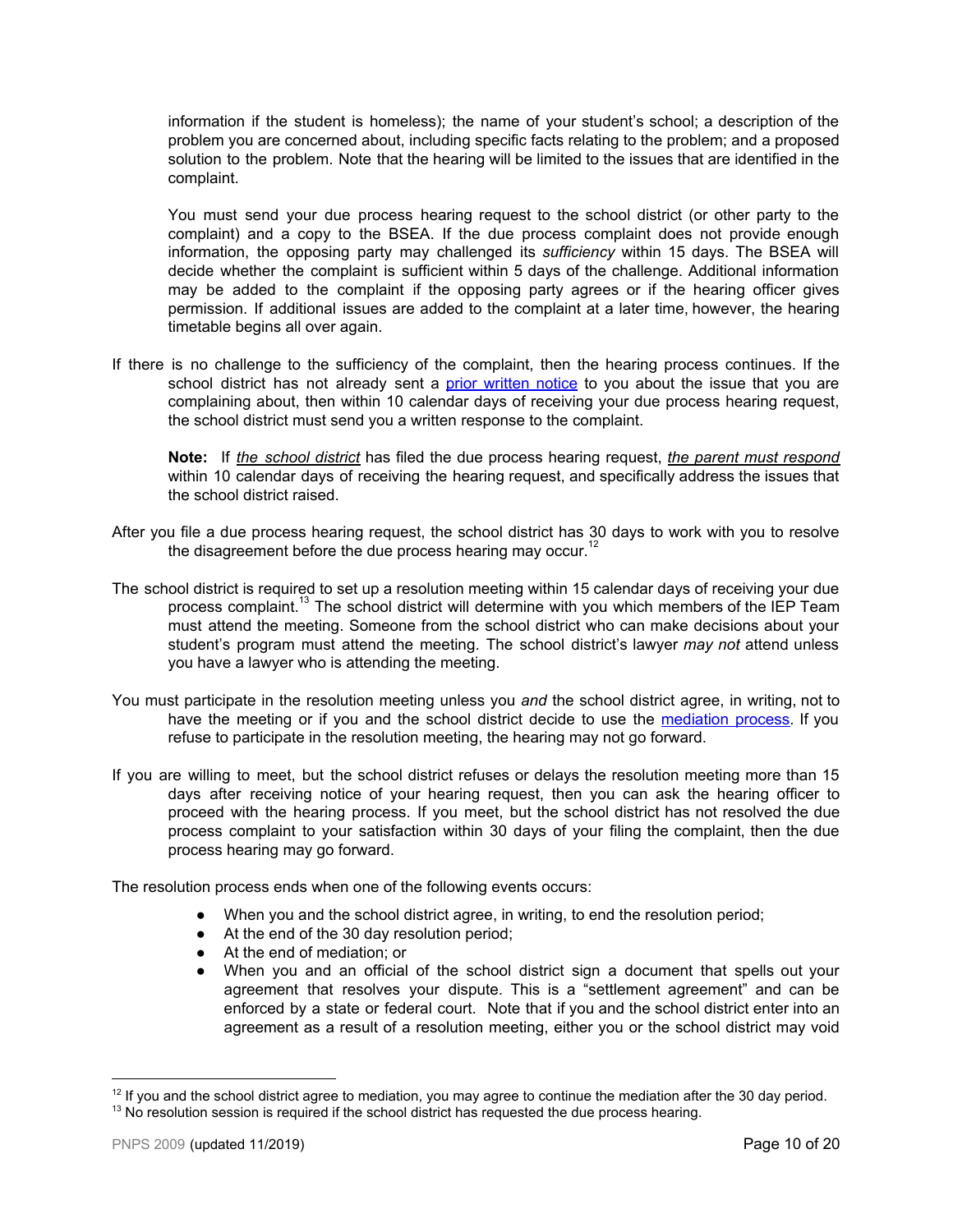information if the student is homeless); the name of your student's school; a description of the problem you are concerned about, including specific facts relating to the problem; and a proposed solution to the problem. Note that the hearing will be limited to the issues that are identified in the complaint.

You must send your due process hearing request to the school district (or other party to the complaint) and a copy to the BSEA. If the due process complaint does not provide enough information, the opposing party may challenged its *sufficiency* within 15 days. The BSEA will decide whether the complaint is sufficient within 5 days of the challenge. Additional information may be added to the complaint if the opposing party agrees or if the hearing officer gives permission. If additional issues are added to the complaint at a later time, however, the hearing timetable begins all over again.

If there is no challenge to the sufficiency of the complaint, then the hearing process continues. If the school district has not already sent a [prior written notice]() to you about the issue that you are complaining about, then within 10 calendar days of receiving your due process hearing request, the school district must send you a written response to the complaint.

**Note:** If *the school district* has filed the due process hearing request, *the parent must respond* within 10 calendar days of receiving the hearing request, and specifically address the issues that the school district raised.

After you file a due process hearing request, the school district has 30 days to work with you to resolve the disagreement before the due process hearing may occur.[12]

The school district is required to set up a resolution meeting within 15 calendar days of receiving your due process complaint.[13] The school district will determine with you which members of the IEP Team must attend the meeting. Someone from the school district who can make decisions about your student's program must attend the meeting. The school district's lawyer *may not* attend unless you have a lawyer who is attending the meeting.

You must participate in the resolution meeting unless you *and* the school district agree, in writing, not to have the meeting or if you and the school district decide to use the [mediation process](). If you refuse to participate in the resolution meeting, the hearing may not go forward.

If you are willing to meet, but the school district refuses or delays the resolution meeting more than 15 days after receiving notice of your hearing request, then you can ask the hearing officer to proceed with the hearing process. If you meet, but the school district has not resolved the due process complaint to your satisfaction within 30 days of your filing the complaint, then the due process hearing may go forward.

The resolution process ends when one of the following events occurs:

- When you and the school district agree, in writing, to end the resolution period;
- At the end of the 30 day resolution period;
- At the end of mediation; or
- When you and an official of the school district sign a document that spells out your agreement that resolves your dispute. This is a "settlement agreement" and can be enforced by a state or federal court. Note that if you and the school district enter into an agreement as a result of a resolution meeting, either you or the school district may void

[12] If you and the school district agree to mediation, you may agree to continue the mediation after the 30 day period.

[13] No resolution session is required if the school district has requested the due process hearing.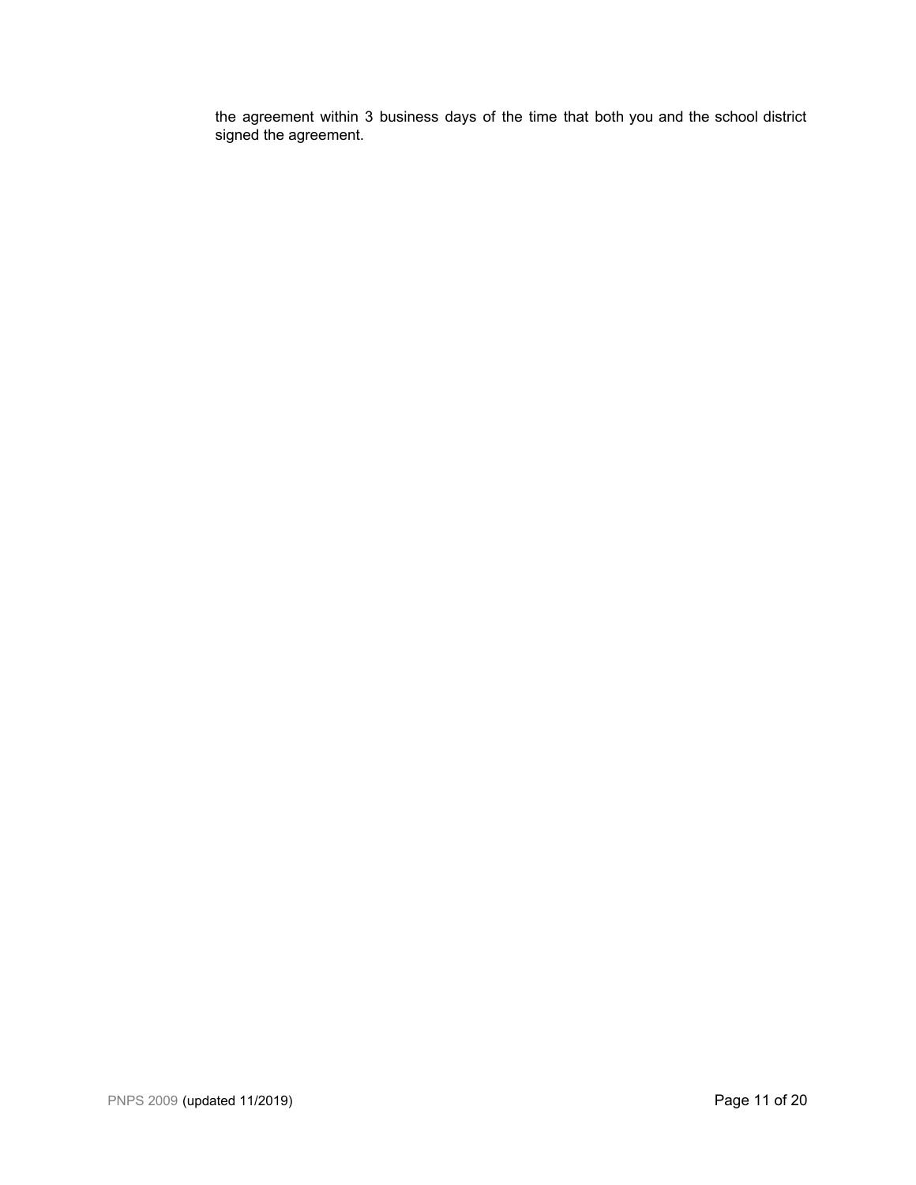the agreement within 3 business days of the time that both you and the school district signed the agreement.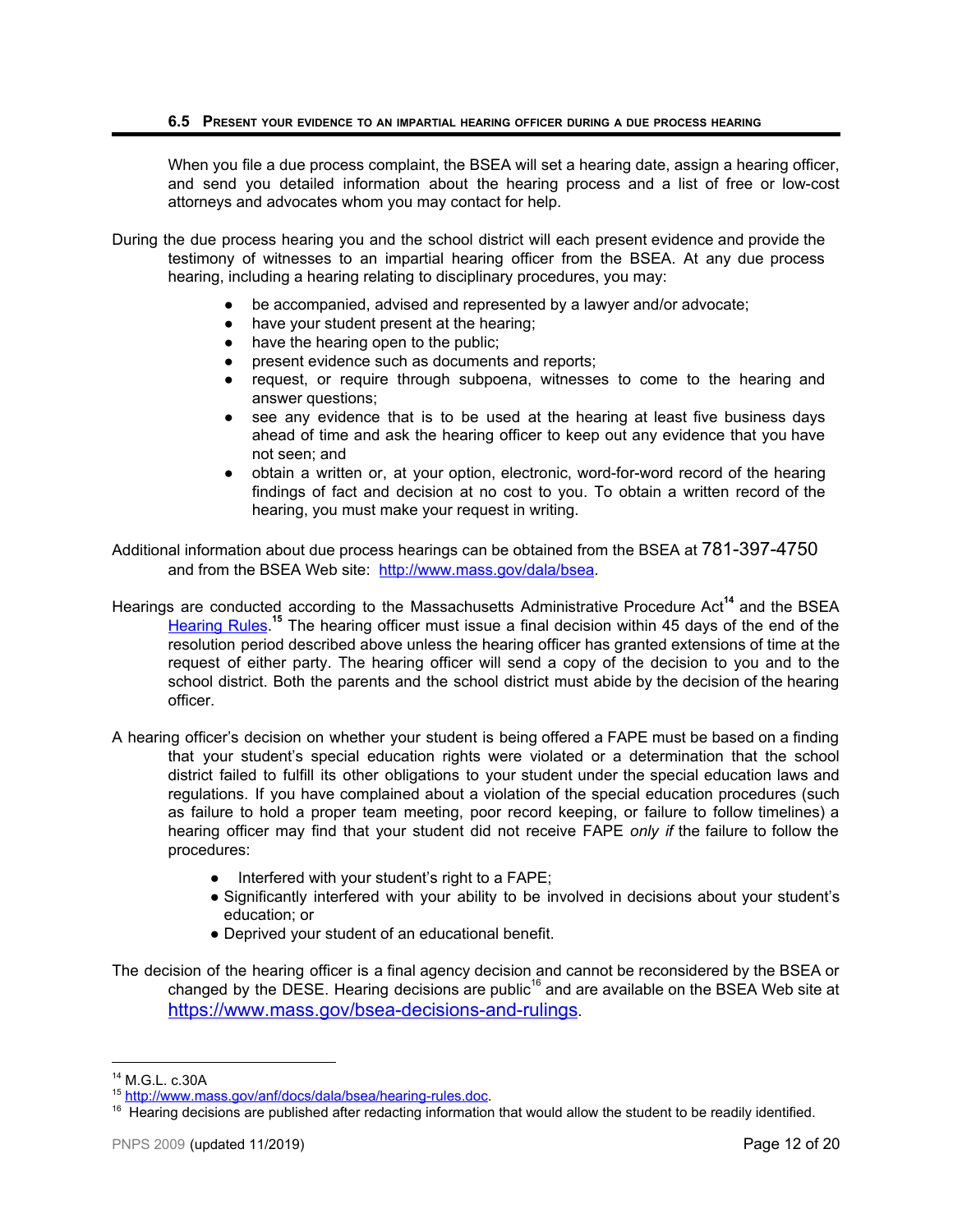### 6.5 Present your evidence to an impartial hearing officer during a due process hearing

When you file a due process complaint, the BSEA will set a hearing date, assign a hearing officer, and send you detailed information about the hearing process and a list of free or low-cost attorneys and advocates whom you may contact for help.

During the due process hearing you and the school district will each present evidence and provide the testimony of witnesses to an impartial hearing officer from the BSEA. At any due process hearing, including a hearing relating to disciplinary procedures, you may:

- be accompanied, advised and represented by a lawyer and/or advocate;
- have your student present at the hearing;
- have the hearing open to the public;
- present evidence such as documents and reports;
- request, or require through subpoena, witnesses to come to the hearing and answer questions;
- see any evidence that is to be used at the hearing at least five business days ahead of time and ask the hearing officer to keep out any evidence that you have not seen; and
- obtain a written or, at your option, electronic, word-for-word record of the hearing findings of fact and decision at no cost to you. To obtain a written record of the hearing, you must make your request in writing.

Additional information about due process hearings can be obtained from the BSEA at 781-397-4750 and from the BSEA Web site: [http://www.mass.gov/dala/bsea](http://www.mass.gov/dala/bsea).

Hearings are conducted according to the Massachusetts Administrative Procedure Act[14] and the BSEA [Hearing Rules](http://www.mass.gov/anf/docs/dala/bsea/hearing-rules.doc).[15] The hearing officer must issue a final decision within 45 days of the end of the resolution period described above unless the hearing officer has granted extensions of time at the request of either party. The hearing officer will send a copy of the decision to you and to the school district. Both the parents and the school district must abide by the decision of the hearing officer.

A hearing officer's decision on whether your student is being offered a FAPE must be based on a finding that your student's special education rights were violated or a determination that the school district failed to fulfill its other obligations to your student under the special education laws and regulations. If you have complained about a violation of the special education procedures (such as failure to hold a proper team meeting, poor record keeping, or failure to follow timelines) a hearing officer may find that your student did not receive FAPE *only if* the failure to follow the procedures:

- Interfered with your student's right to a FAPE;
- Significantly interfered with your ability to be involved in decisions about your student's education; or
- Deprived your student of an educational benefit.

The decision of the hearing officer is a final agency decision and cannot be reconsidered by the BSEA or changed by the DESE. Hearing decisions are public[16] and are available on the BSEA Web site at [https://www.mass.gov/bsea-decisions-and-rulings](https://www.mass.gov/bsea-decisions-and-rulings).

---

[14] M.G.L. c.30A

[15] [http://www.mass.gov/anf/docs/dala/bsea/hearing-rules.doc](http://www.mass.gov/anf/docs/dala/bsea/hearing-rules.doc).

[16] Hearing decisions are published after redacting information that would allow the student to be readily identified.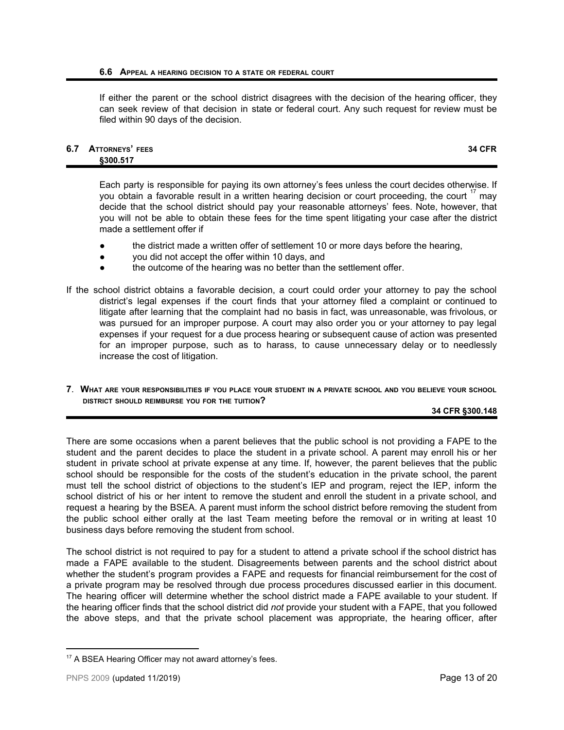### 6.6 Appeal a hearing decision to a state or federal court

If either the parent or the school district disagrees with the decision of the hearing officer, they can seek review of that decision in state or federal court. Any such request for review must be filed within 90 days of the decision.

### 6.7 Attorneys' fees — 34 CFR §300.517

Each party is responsible for paying its own attorney's fees unless the court decides otherwise. If you obtain a favorable result in a written hearing decision or court proceeding, the court [17] may decide that the school district should pay your reasonable attorneys' fees. Note, however, that you will not be able to obtain these fees for the time spent litigating your case after the district made a settlement offer if

- the district made a written offer of settlement 10 or more days before the hearing,
- you did not accept the offer within 10 days, and
- the outcome of the hearing was no better than the settlement offer.

If the school district obtains a favorable decision, a court could order your attorney to pay the school district's legal expenses if the court finds that your attorney filed a complaint or continued to litigate after learning that the complaint had no basis in fact, was unreasonable, was frivolous, or was pursued for an improper purpose. A court may also order you or your attorney to pay legal expenses if your request for a due process hearing or subsequent cause of action was presented for an improper purpose, such as to harass, to cause unnecessary delay or to needlessly increase the cost of litigation.

## 7. What are your responsibilities if you place your student in a private school and you believe your school district should reimburse you for the tuition? — 34 CFR §300.148

There are some occasions when a parent believes that the public school is not providing a FAPE to the student and the parent decides to place the student in a private school. A parent may enroll his or her student in private school at private expense at any time. If, however, the parent believes that the public school should be responsible for the costs of the student's education in the private school, the parent must tell the school district of objections to the student's IEP and program, reject the IEP, inform the school district of his or her intent to remove the student and enroll the student in a private school, and request a hearing by the BSEA. A parent must inform the school district before removing the student from the public school either orally at the last Team meeting before the removal or in writing at least 10 business days before removing the student from school.

The school district is not required to pay for a student to attend a private school if the school district has made a FAPE available to the student. Disagreements between parents and the school district about whether the student's program provides a FAPE and requests for financial reimbursement for the cost of a private program may be resolved through due process procedures discussed earlier in this document. The hearing officer will determine whether the school district made a FAPE available to your student. If the hearing officer finds that the school district did *not* provide your student with a FAPE, that you followed the above steps, and that the private school placement was appropriate, the hearing officer, after

[17] A BSEA Hearing Officer may not award attorney's fees.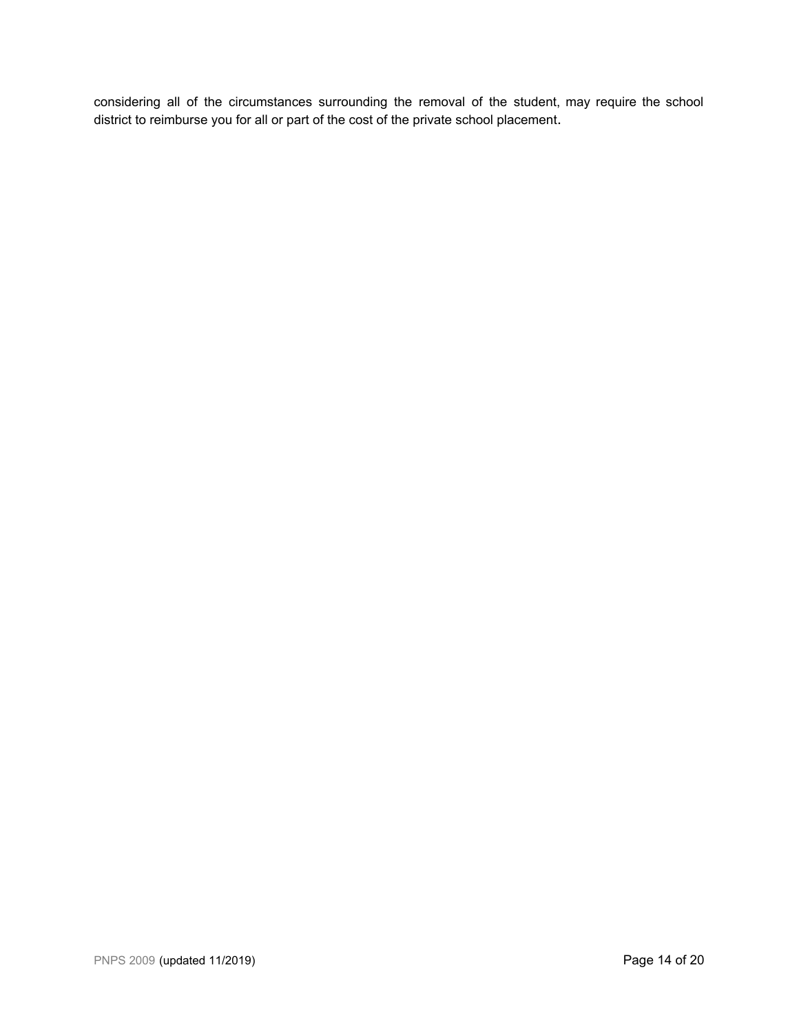considering all of the circumstances surrounding the removal of the student, may require the school district to reimburse you for all or part of the cost of the private school placement.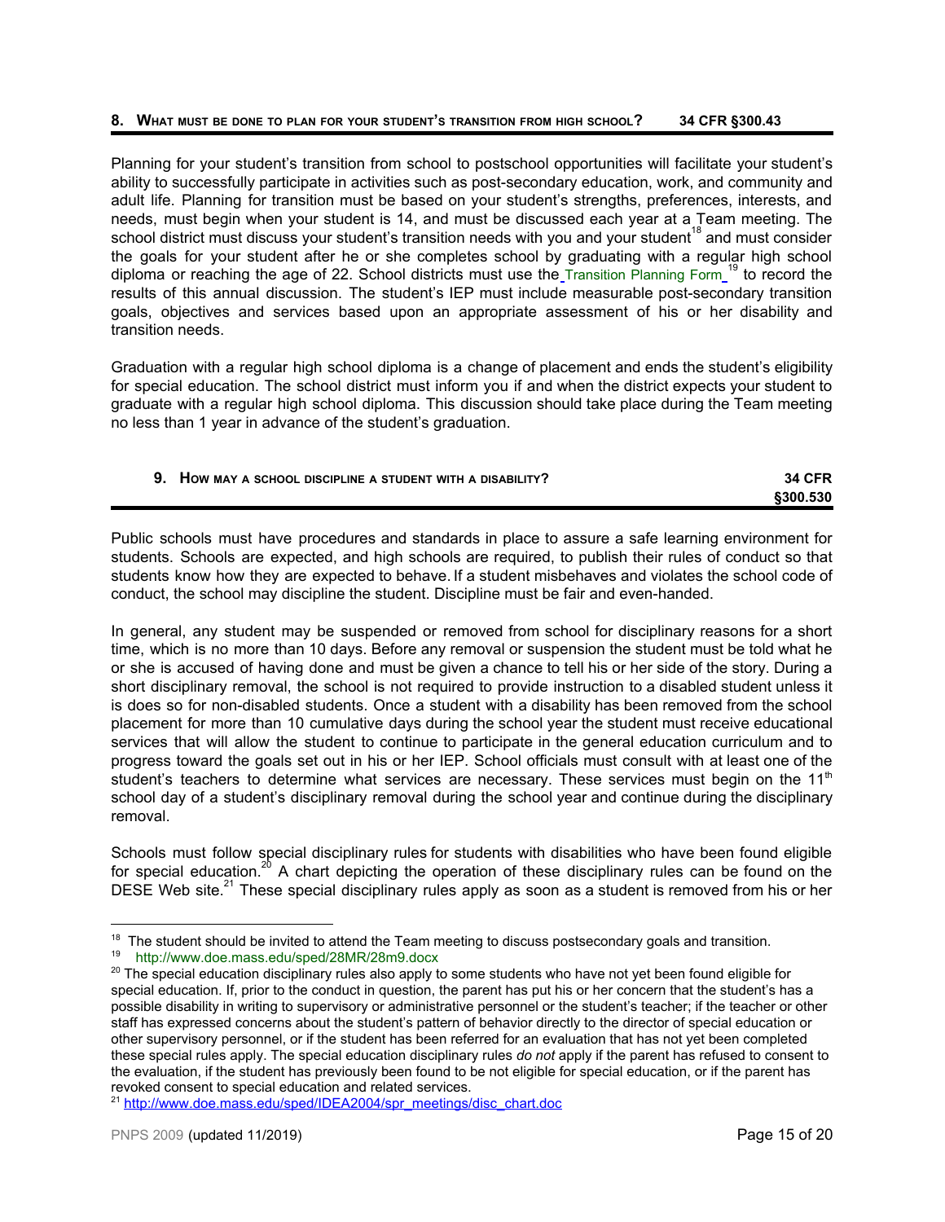## 8. What must be done to plan for your student's transition from high school? 34 CFR §300.43

Planning for your student's transition from school to postschool opportunities will facilitate your student's ability to successfully participate in activities such as post-secondary education, work, and community and adult life. Planning for transition must be based on your student's strengths, preferences, interests, and needs, must begin when your student is 14, and must be discussed each year at a Team meeting. The school district must discuss your student's transition needs with you and your student[18] and must consider the goals for your student after he or she completes school by graduating with a regular high school diploma or reaching the age of 22. School districts must use the Transition Planning Form [19] to record the results of this annual discussion. The student's IEP must include measurable post-secondary transition goals, objectives and services based upon an appropriate assessment of his or her disability and transition needs.

Graduation with a regular high school diploma is a change of placement and ends the student's eligibility for special education. The school district must inform you if and when the district expects your student to graduate with a regular high school diploma. This discussion should take place during the Team meeting no less than 1 year in advance of the student's graduation.

## 9. How may a school discipline a student with a disability? 34 CFR §300.530

Public schools must have procedures and standards in place to assure a safe learning environment for students. Schools are expected, and high schools are required, to publish their rules of conduct so that students know how they are expected to behave. If a student misbehaves and violates the school code of conduct, the school may discipline the student. Discipline must be fair and even-handed.

In general, any student may be suspended or removed from school for disciplinary reasons for a short time, which is no more than 10 days. Before any removal or suspension the student must be told what he or she is accused of having done and must be given a chance to tell his or her side of the story. During a short disciplinary removal, the school is not required to provide instruction to a disabled student unless it is does so for non-disabled students. Once a student with a disability has been removed from the school placement for more than 10 cumulative days during the school year the student must receive educational services that will allow the student to continue to participate in the general education curriculum and to progress toward the goals set out in his or her IEP. School officials must consult with at least one of the student's teachers to determine what services are necessary. These services must begin on the 11th school day of a student's disciplinary removal during the school year and continue during the disciplinary removal.

Schools must follow special disciplinary rules for students with disabilities who have been found eligible for special education.[20] A chart depicting the operation of these disciplinary rules can be found on the DESE Web site.[21] These special disciplinary rules apply as soon as a student is removed from his or her

---

[18] The student should be invited to attend the Team meeting to discuss postsecondary goals and transition.

[19] http://www.doe.mass.edu/sped/28MR/28m9.docx

[20] The special education disciplinary rules also apply to some students who have not yet been found eligible for special education. If, prior to the conduct in question, the parent has put his or her concern that the student's has a possible disability in writing to supervisory or administrative personnel or the student's teacher; if the teacher or other staff has expressed concerns about the student's pattern of behavior directly to the director of special education or other supervisory personnel, or if the student has been referred for an evaluation that has not yet been completed these special rules apply. The special education disciplinary rules *do not* apply if the parent has refused to consent to the evaluation, if the student has previously been found to be not eligible for special education, or if the parent has revoked consent to special education and related services.

[21] http://www.doe.mass.edu/sped/IDEA2004/spr_meetings/disc_chart.doc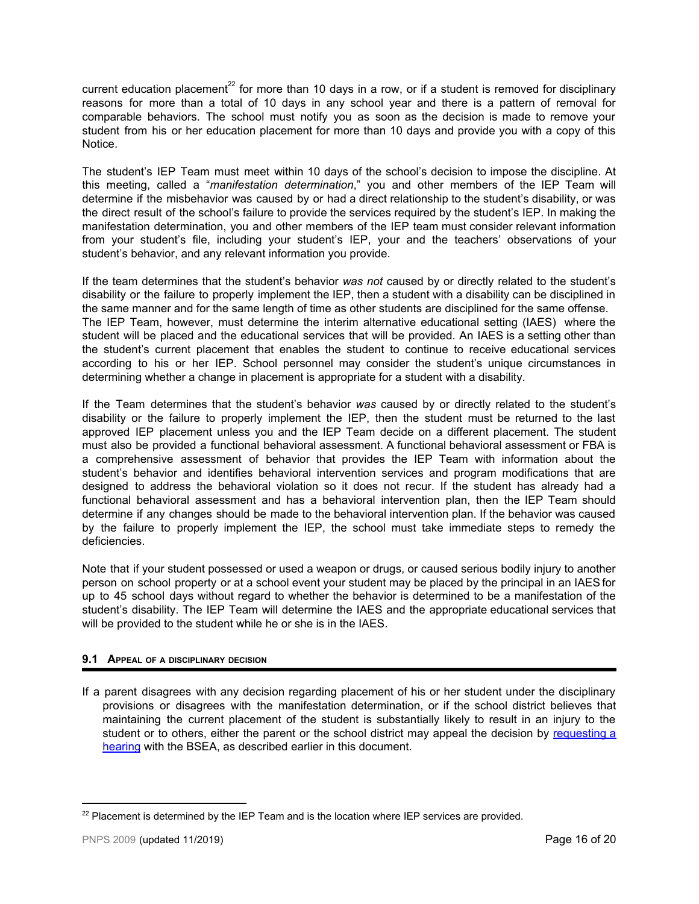current education placement[22] for more than 10 days in a row, or if a student is removed for disciplinary reasons for more than a total of 10 days in any school year and there is a pattern of removal for comparable behaviors. The school must notify you as soon as the decision is made to remove your student from his or her education placement for more than 10 days and provide you with a copy of this Notice.

The student's IEP Team must meet within 10 days of the school's decision to impose the discipline. At this meeting, called a "*manifestation determination*," you and other members of the IEP Team will determine if the misbehavior was caused by or had a direct relationship to the student's disability, or was the direct result of the school's failure to provide the services required by the student's IEP. In making the manifestation determination, you and other members of the IEP team must consider relevant information from your student's file, including your student's IEP, your and the teachers' observations of your student's behavior, and any relevant information you provide.

If the team determines that the student's behavior *was not* caused by or directly related to the student's disability or the failure to properly implement the IEP, then a student with a disability can be disciplined in the same manner and for the same length of time as other students are disciplined for the same offense. The IEP Team, however, must determine the interim alternative educational setting (IAES) where the student will be placed and the educational services that will be provided. An IAES is a setting other than the student's current placement that enables the student to continue to receive educational services according to his or her IEP. School personnel may consider the student's unique circumstances in determining whether a change in placement is appropriate for a student with a disability.

If the Team determines that the student's behavior *was* caused by or directly related to the student's disability or the failure to properly implement the IEP, then the student must be returned to the last approved IEP placement unless you and the IEP Team decide on a different placement. The student must also be provided a functional behavioral assessment. A functional behavioral assessment or FBA is a comprehensive assessment of behavior that provides the IEP Team with information about the student's behavior and identifies behavioral intervention services and program modifications that are designed to address the behavioral violation so it does not recur. If the student has already had a functional behavioral assessment and has a behavioral intervention plan, then the IEP Team should determine if any changes should be made to the behavioral intervention plan. If the behavior was caused by the failure to properly implement the IEP, the school must take immediate steps to remedy the deficiencies.

Note that if your student possessed or used a weapon or drugs, or caused serious bodily injury to another person on school property or at a school event your student may be placed by the principal in an IAES for up to 45 school days without regard to whether the behavior is determined to be a manifestation of the student's disability. The IEP Team will determine the IAES and the appropriate educational services that will be provided to the student while he or she is in the IAES.

### 9.1 Appeal of a disciplinary decision

If a parent disagrees with any decision regarding placement of his or her student under the disciplinary provisions or disagrees with the manifestation determination, or if the school district believes that maintaining the current placement of the student is substantially likely to result in an injury to the student or to others, either the parent or the school district may appeal the decision by [requesting a hearing]() with the BSEA, as described earlier in this document.

---

[22] Placement is determined by the IEP Team and is the location where IEP services are provided.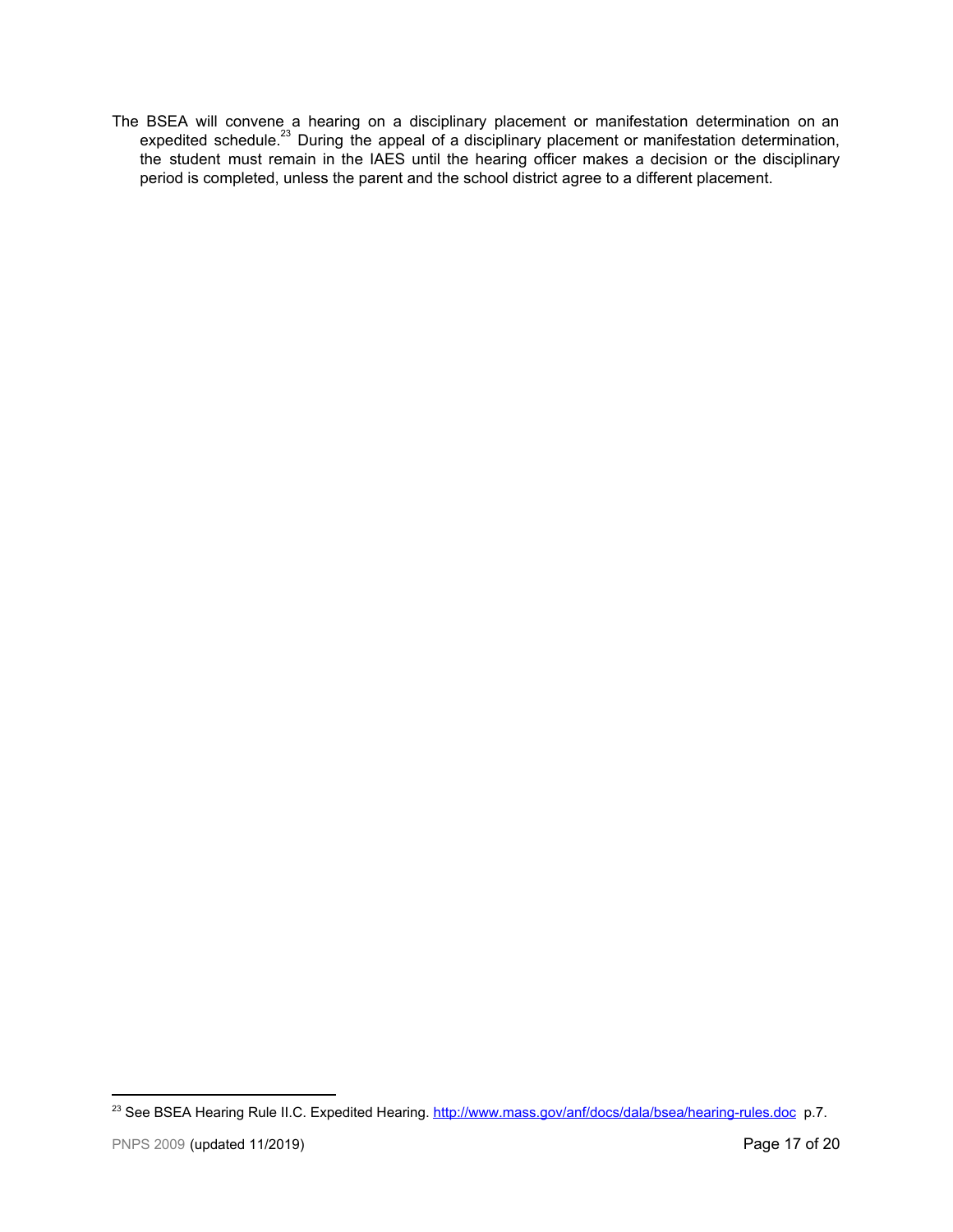The BSEA will convene a hearing on a disciplinary placement or manifestation determination on an expedited schedule.[23] During the appeal of a disciplinary placement or manifestation determination, the student must remain in the IAES until the hearing officer makes a decision or the disciplinary period is completed, unless the parent and the school district agree to a different placement.

---

[23] See BSEA Hearing Rule II.C. Expedited Hearing. http://www.mass.gov/anf/docs/dala/bsea/hearing-rules.doc p.7.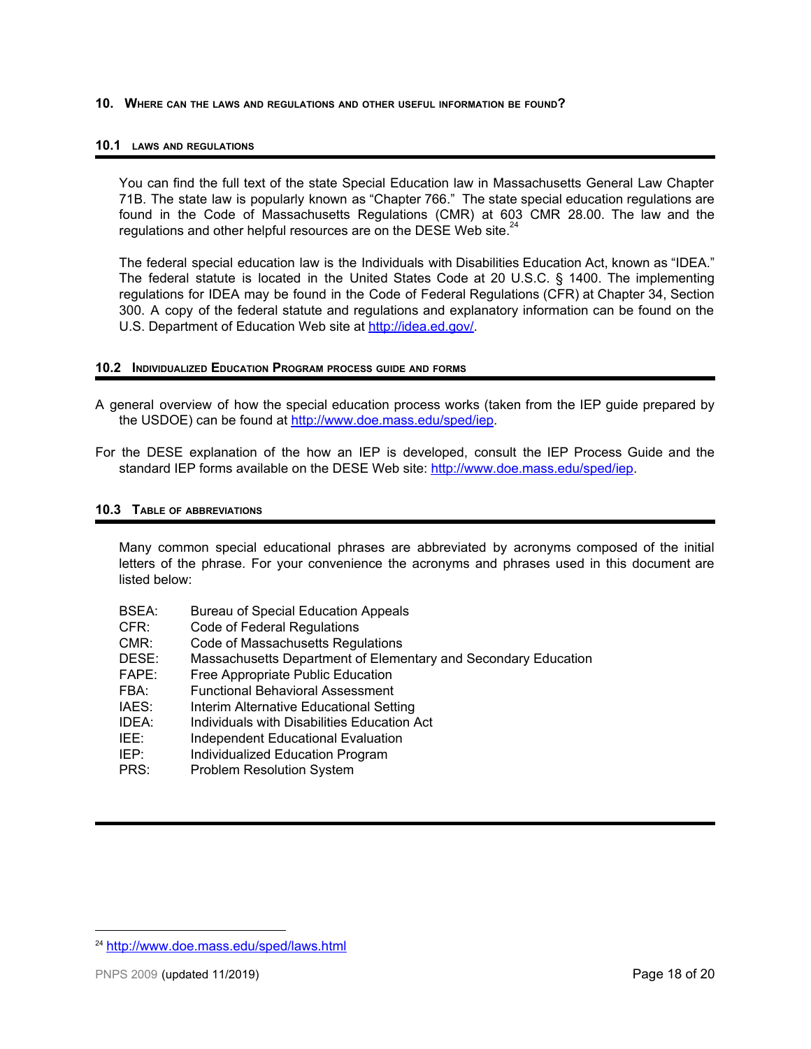## 10. Where can the laws and regulations and other useful information be found?

### 10.1 Laws and regulations

You can find the full text of the state Special Education law in Massachusetts General Law Chapter 71B. The state law is popularly known as "Chapter 766." The state special education regulations are found in the Code of Massachusetts Regulations (CMR) at 603 CMR 28.00. The law and the regulations and other helpful resources are on the DESE Web site.[24]

The federal special education law is the Individuals with Disabilities Education Act, known as "IDEA." The federal statute is located in the United States Code at 20 U.S.C. § 1400. The implementing regulations for IDEA may be found in the Code of Federal Regulations (CFR) at Chapter 34, Section 300. A copy of the federal statute and regulations and explanatory information can be found on the U.S. Department of Education Web site at http://idea.ed.gov/.

### 10.2 Individualized Education Program process guide and forms

A general overview of how the special education process works (taken from the IEP guide prepared by the USDOE) can be found at http://www.doe.mass.edu/sped/iep.

For the DESE explanation of the how an IEP is developed, consult the IEP Process Guide and the standard IEP forms available on the DESE Web site: http://www.doe.mass.edu/sped/iep.

### 10.3 Table of abbreviations

Many common special educational phrases are abbreviated by acronyms composed of the initial letters of the phrase. For your convenience the acronyms and phrases used in this document are listed below:

| | |
|---|---|
| BSEA: | Bureau of Special Education Appeals |
| CFR: | Code of Federal Regulations |
| CMR: | Code of Massachusetts Regulations |
| DESE: | Massachusetts Department of Elementary and Secondary Education |
| FAPE: | Free Appropriate Public Education |
| FBA: | Functional Behavioral Assessment |
| IAES: | Interim Alternative Educational Setting |
| IDEA: | Individuals with Disabilities Education Act |
| IEE: | Independent Educational Evaluation |
| IEP: | Individualized Education Program |
| PRS: | Problem Resolution System |

[24] http://www.doe.mass.edu/sped/laws.html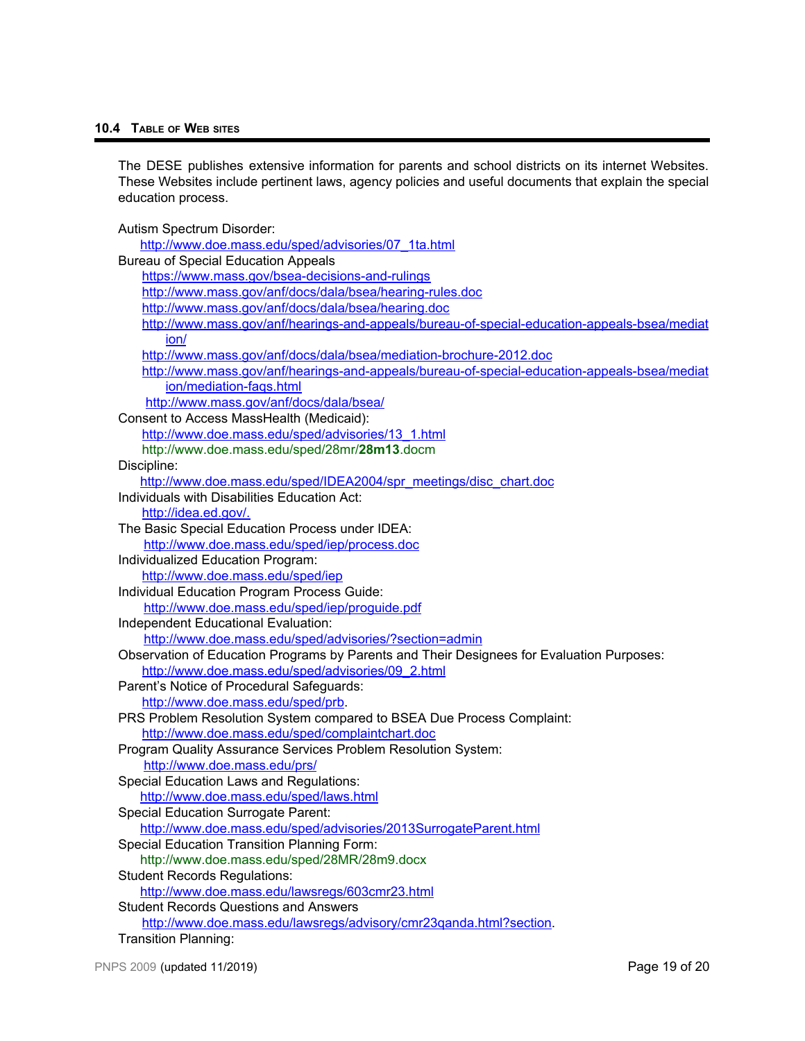## 10.4 Table of Web sites

The DESE publishes extensive information for parents and school districts on its internet Websites. These Websites include pertinent laws, agency policies and useful documents that explain the special education process.

Autism Spectrum Disorder:
- http://www.doe.mass.edu/sped/advisories/07_1ta.html

Bureau of Special Education Appeals
- https://www.mass.gov/bsea-decisions-and-rulings
- http://www.mass.gov/anf/docs/dala/bsea/hearing-rules.doc
- http://www.mass.gov/anf/docs/dala/bsea/hearing.doc
- http://www.mass.gov/anf/hearings-and-appeals/bureau-of-special-education-appeals-bsea/mediation/
- http://www.mass.gov/anf/docs/dala/bsea/mediation-brochure-2012.doc
- http://www.mass.gov/anf/hearings-and-appeals/bureau-of-special-education-appeals-bsea/mediation/mediation-faqs.html
- http://www.mass.gov/anf/docs/dala/bsea/

Consent to Access MassHealth (Medicaid):
- http://www.doe.mass.edu/sped/advisories/13_1.html
- http://www.doe.mass.edu/sped/28mr/**28m13**.docm

Discipline:
- http://www.doe.mass.edu/sped/IDEA2004/spr_meetings/disc_chart.doc

Individuals with Disabilities Education Act:
- http://idea.ed.gov/.

The Basic Special Education Process under IDEA:
- http://www.doe.mass.edu/sped/iep/process.doc

Individualized Education Program:
- http://www.doe.mass.edu/sped/iep

Individual Education Program Process Guide:
- http://www.doe.mass.edu/sped/iep/proguide.pdf

Independent Educational Evaluation:
- http://www.doe.mass.edu/sped/advisories/?section=admin

Observation of Education Programs by Parents and Their Designees for Evaluation Purposes:
- http://www.doe.mass.edu/sped/advisories/09_2.html

Parent's Notice of Procedural Safeguards:
- http://www.doe.mass.edu/sped/prb.

PRS Problem Resolution System compared to BSEA Due Process Complaint:
- http://www.doe.mass.edu/sped/complaintchart.doc

Program Quality Assurance Services Problem Resolution System:
- http://www.doe.mass.edu/prs/

Special Education Laws and Regulations:
- http://www.doe.mass.edu/sped/laws.html

Special Education Surrogate Parent:
- http://www.doe.mass.edu/sped/advisories/2013SurrogateParent.html

Special Education Transition Planning Form:
- http://www.doe.mass.edu/sped/28MR/28m9.docx

Student Records Regulations:
- http://www.doe.mass.edu/lawsregs/603cmr23.html

Student Records Questions and Answers
- http://www.doe.mass.edu/lawsregs/advisory/cmr23qanda.html?section.

Transition Planning: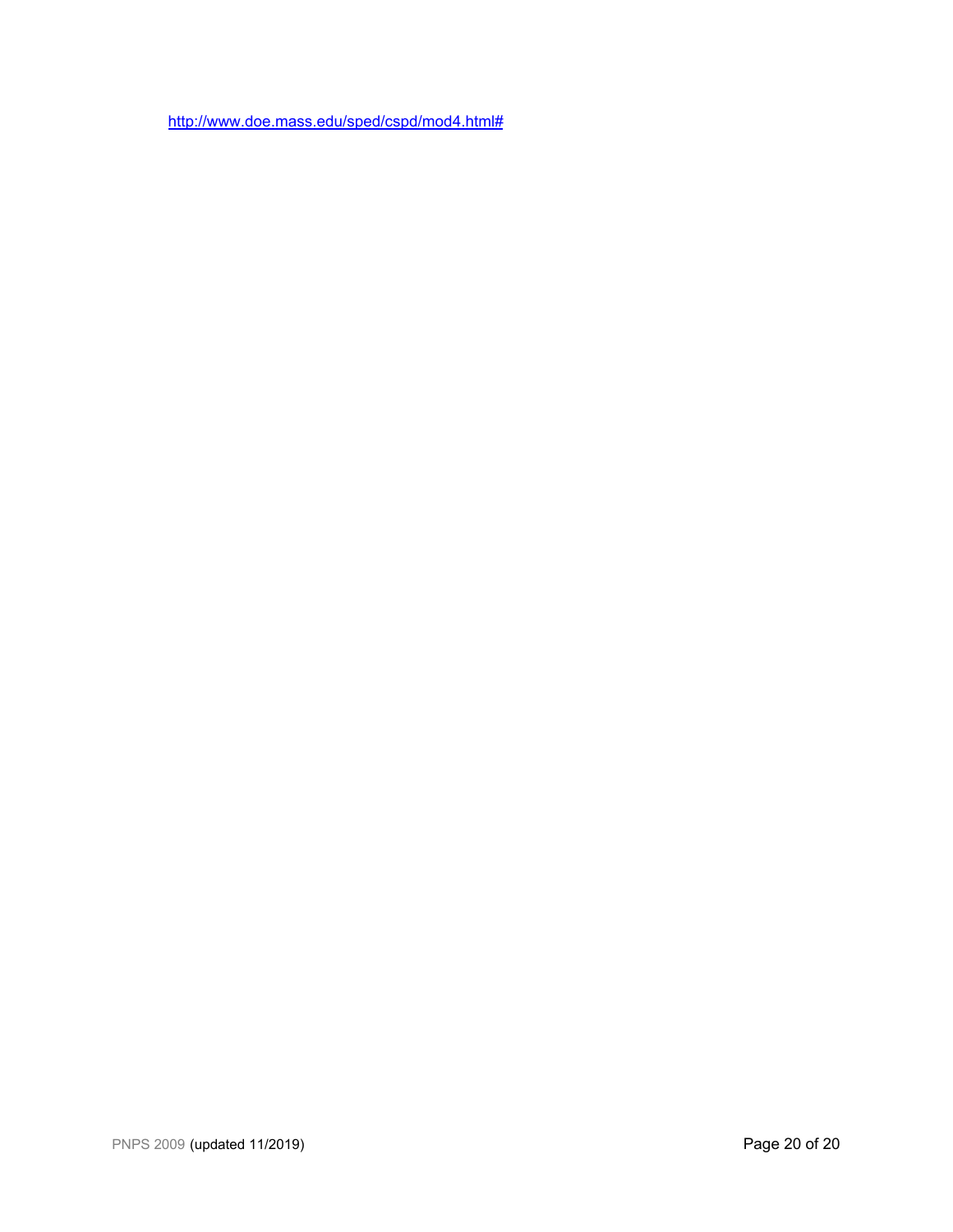http://www.doe.mass.edu/sped/cspd/mod4.html#